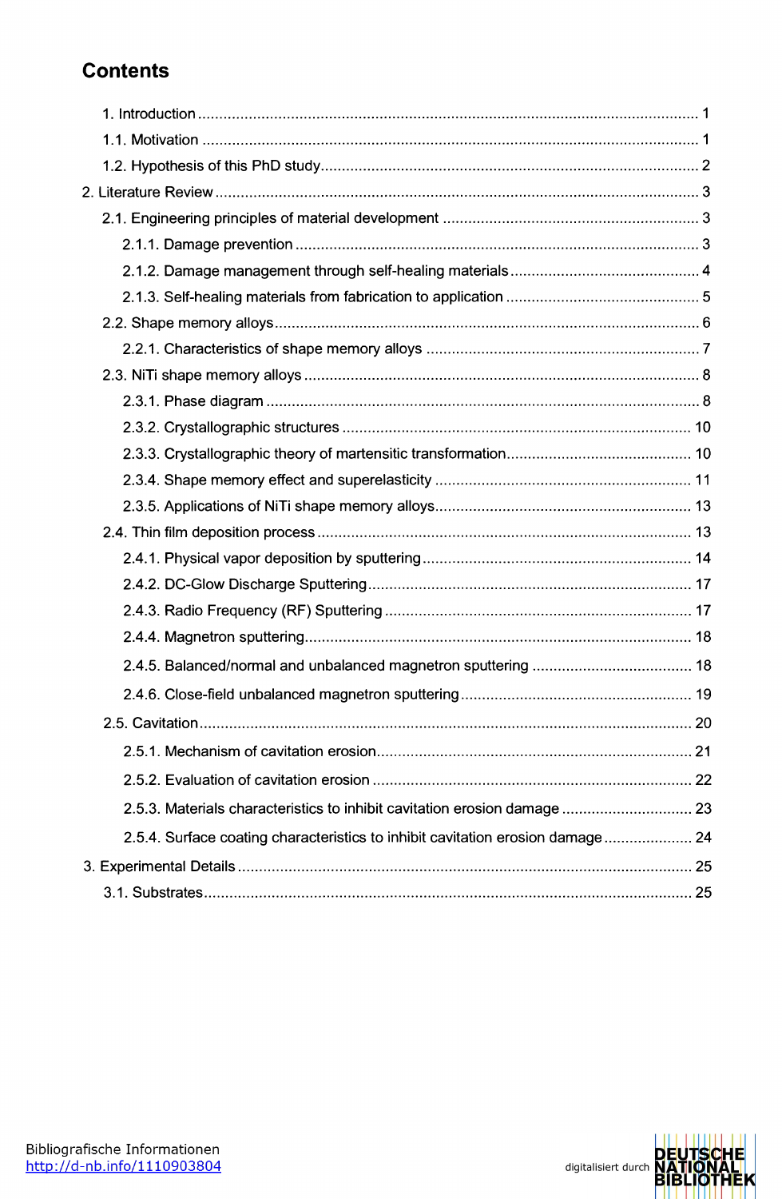# Contents

1. Introduction ..................................................................................................................... 1

1.1. Motivation ..................................................................................................................... 1

1.2. Hypothesis of this PhD study......................................................................................... 2

2. Literature Review ................................................................................................................. 3

2.1. Engineering principles of material development ............................................................ 3

2.1.1. Damage prevention ............................................................................................... 3

2.1.2. Damage management through self-healing materials ............................................ 4

2.1.3. Self-healing materials from fabrication to application ............................................. 5

2.2. Shape memory alloys .................................................................................................... 6

2.2.1. Characteristics of shape memory alloys ................................................................ 7

2.3. NiTi shape memory alloys ............................................................................................. 8

2.3.1. Phase diagram ...................................................................................................... 8

2.3.2. Crystallographic structures .................................................................................. 10

2.3.3. Crystallographic theory of martensitic transformation............................................ 10

2.3.4. Shape memory effect and superelasticity ............................................................ 11

2.3.5. Applications of NiTi shape memory alloys............................................................ 13

2.4. Thin film deposition process ........................................................................................ 13

2.4.1. Physical vapor deposition by sputtering ............................................................... 14

2.4.2. DC-Glow Discharge Sputtering............................................................................ 17

2.4.3. Radio Frequency (RF) Sputtering ........................................................................ 17

2.4.4. Magnetron sputtering........................................................................................... 18

2.4.5. Balanced/normal and unbalanced magnetron sputtering ...................................... 18

2.4.6. Close-field unbalanced magnetron sputtering ....................................................... 19

2.5. Cavitation .................................................................................................................... 20

2.5.1. Mechanism of cavitation erosion.......................................................................... 21

2.5.2. Evaluation of cavitation erosion ........................................................................... 22

2.5.3. Materials characteristics to inhibit cavitation erosion damage ............................... 23

2.5.4. Surface coating characteristics to inhibit cavitation erosion damage ..................... 24

3. Experimental Details ........................................................................................................... 25

3.1. Substrates ................................................................................................................... 25

Bibliografische Informationen
http://d-nb.info/1110903804

digitalisiert durch DEUTSCHE NATIONAL BIBLIOTHEK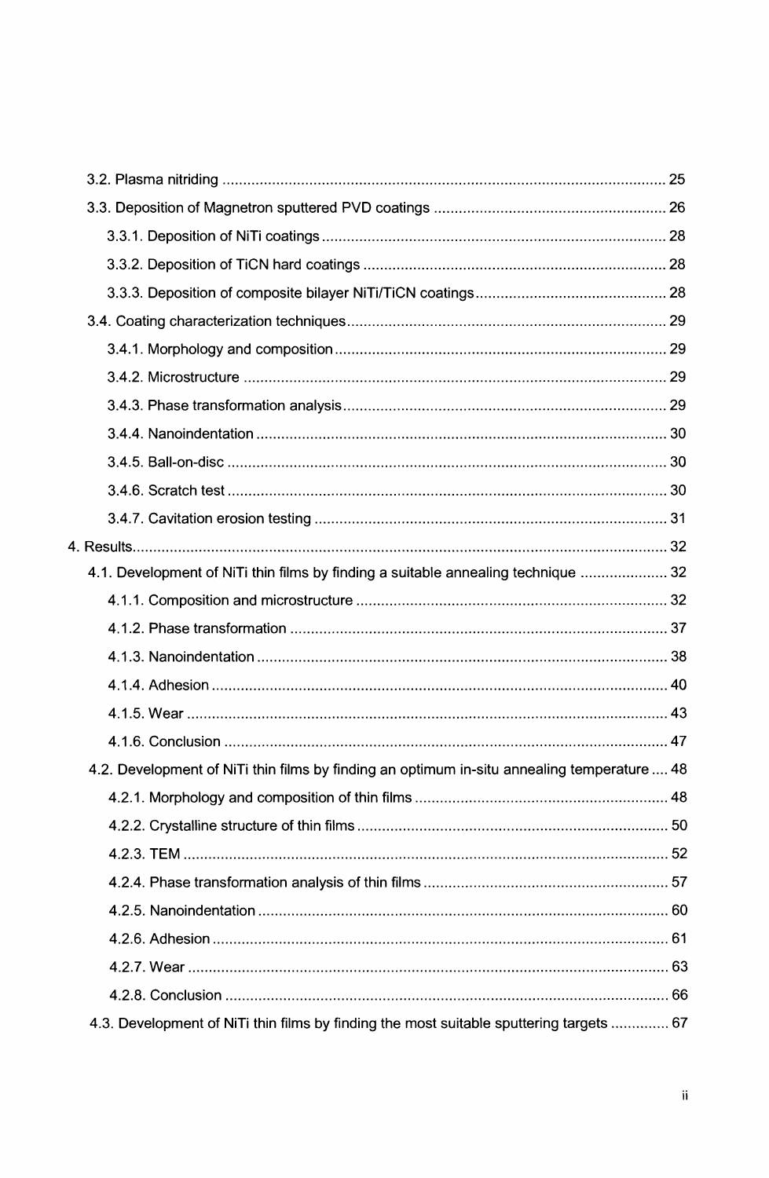- 3.2. Plasma nitriding ........................................................................................................ 25
- 3.3. Deposition of Magnetron sputtered PVD coatings ....................................................... 26
  - 3.3.1. Deposition of NiTi coatings ................................................................................. 28
  - 3.3.2. Deposition of TiCN hard coatings ........................................................................ 28
  - 3.3.3. Deposition of composite bilayer NiTi/TiCN coatings ............................................. 28
- 3.4. Coating characterization techniques ........................................................................... 29
  - 3.4.1. Morphology and composition ............................................................................... 29
  - 3.4.2. Microstructure ..................................................................................................... 29
  - 3.4.3. Phase transformation analysis ............................................................................. 29
  - 3.4.4. Nanoindentation .................................................................................................. 30
  - 3.4.5. Ball-on-disc ......................................................................................................... 30
  - 3.4.6. Scratch test ......................................................................................................... 30
  - 3.4.7. Cavitation erosion testing .................................................................................... 31

4. Results ............................................................................................................................ 32
- 4.1. Development of NiTi thin films by finding a suitable annealing technique ..................... 32
  - 4.1.1. Composition and microstructure .......................................................................... 32
  - 4.1.2. Phase transformation .......................................................................................... 37
  - 4.1.3. Nanoindentation .................................................................................................. 38
  - 4.1.4. Adhesion ............................................................................................................. 40
  - 4.1.5. Wear ................................................................................................................... 43
  - 4.1.6. Conclusion .......................................................................................................... 47
- 4.2. Development of NiTi thin films by finding an optimum in-situ annealing temperature .... 48
  - 4.2.1. Morphology and composition of thin films ............................................................ 48
  - 4.2.2. Crystalline structure of thin films .......................................................................... 50
  - 4.2.3. TEM .................................................................................................................... 52
  - 4.2.4. Phase transformation analysis of thin films .......................................................... 57
  - 4.2.5. Nanoindentation .................................................................................................. 60
  - 4.2.6. Adhesion ............................................................................................................. 61
  - 4.2.7. Wear ................................................................................................................... 63
  - 4.2.8. Conclusion .......................................................................................................... 66
- 4.3. Development of NiTi thin films by finding the most suitable sputtering targets .............. 67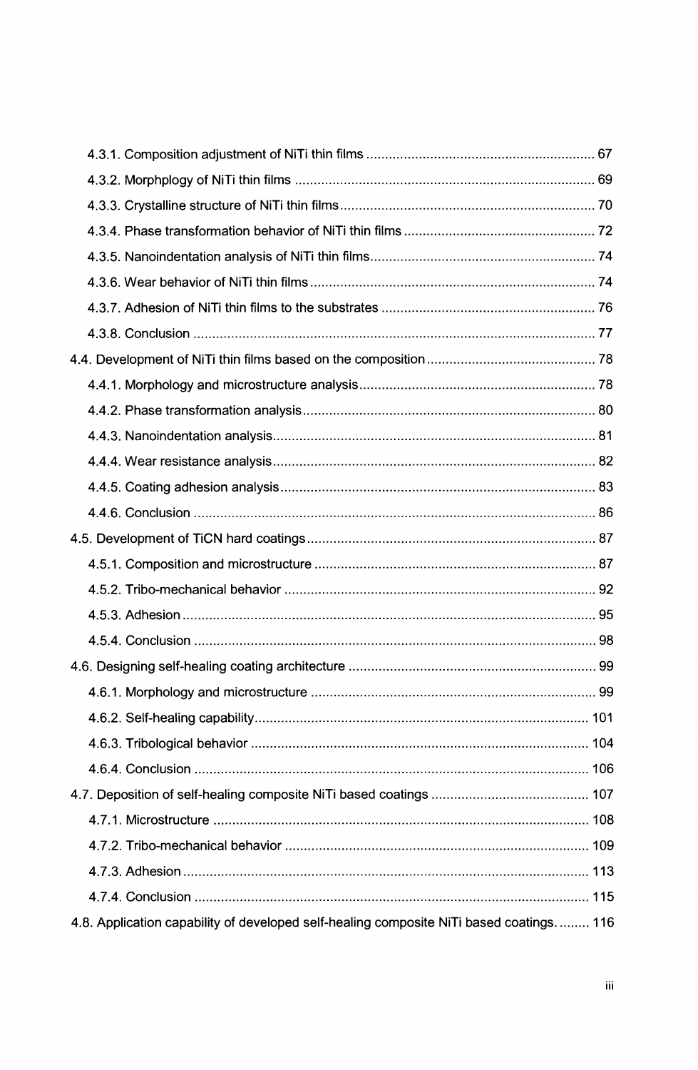4.3.1. Composition adjustment of NiTi thin films ............................................................ 67

4.3.2. Morphplogy of NiTi thin films ............................................................................... 69

4.3.3. Crystalline structure of NiTi thin films................................................................... 70

4.3.4. Phase transformation behavior of NiTi thin films .................................................. 72

4.3.5. Nanoindentation analysis of NiTi thin films........................................................... 74

4.3.6. Wear behavior of NiTi thin films ........................................................................... 74

4.3.7. Adhesion of NiTi thin films to the substrates ........................................................ 76

4.3.8. Conclusion .......................................................................................................... 77

4.4. Development of NiTi thin films based on the composition ............................................ 78

4.4.1. Morphology and microstructure analysis.............................................................. 78

4.4.2. Phase transformation analysis............................................................................. 80

4.4.3. Nanoindentation analysis..................................................................................... 81

4.4.4. Wear resistance analysis..................................................................................... 82

4.4.5. Coating adhesion analysis................................................................................... 83

4.4.6. Conclusion .......................................................................................................... 86

4.5. Development of TiCN hard coatings ............................................................................ 87

4.5.1. Composition and microstructure .......................................................................... 87

4.5.2. Tribo-mechanical behavior .................................................................................. 92

4.5.3. Adhesion............................................................................................................. 95

4.5.4. Conclusion .......................................................................................................... 98

4.6. Designing self-healing coating architecture ................................................................. 99

4.6.1. Morphology and microstructure ........................................................................... 99

4.6.2. Self-healing capability........................................................................................ 101

4.6.3. Tribological behavior ......................................................................................... 104

4.6.4. Conclusion ........................................................................................................ 106

4.7. Deposition of self-healing composite NiTi based coatings .......................................... 107

4.7.1. Microstructure ................................................................................................... 108

4.7.2. Tribo-mechanical behavior ................................................................................ 109

4.7.3. Adhesion........................................................................................................... 113

4.7.4. Conclusion ........................................................................................................ 115

4.8. Application capability of developed self-healing composite NiTi based coatings......... 116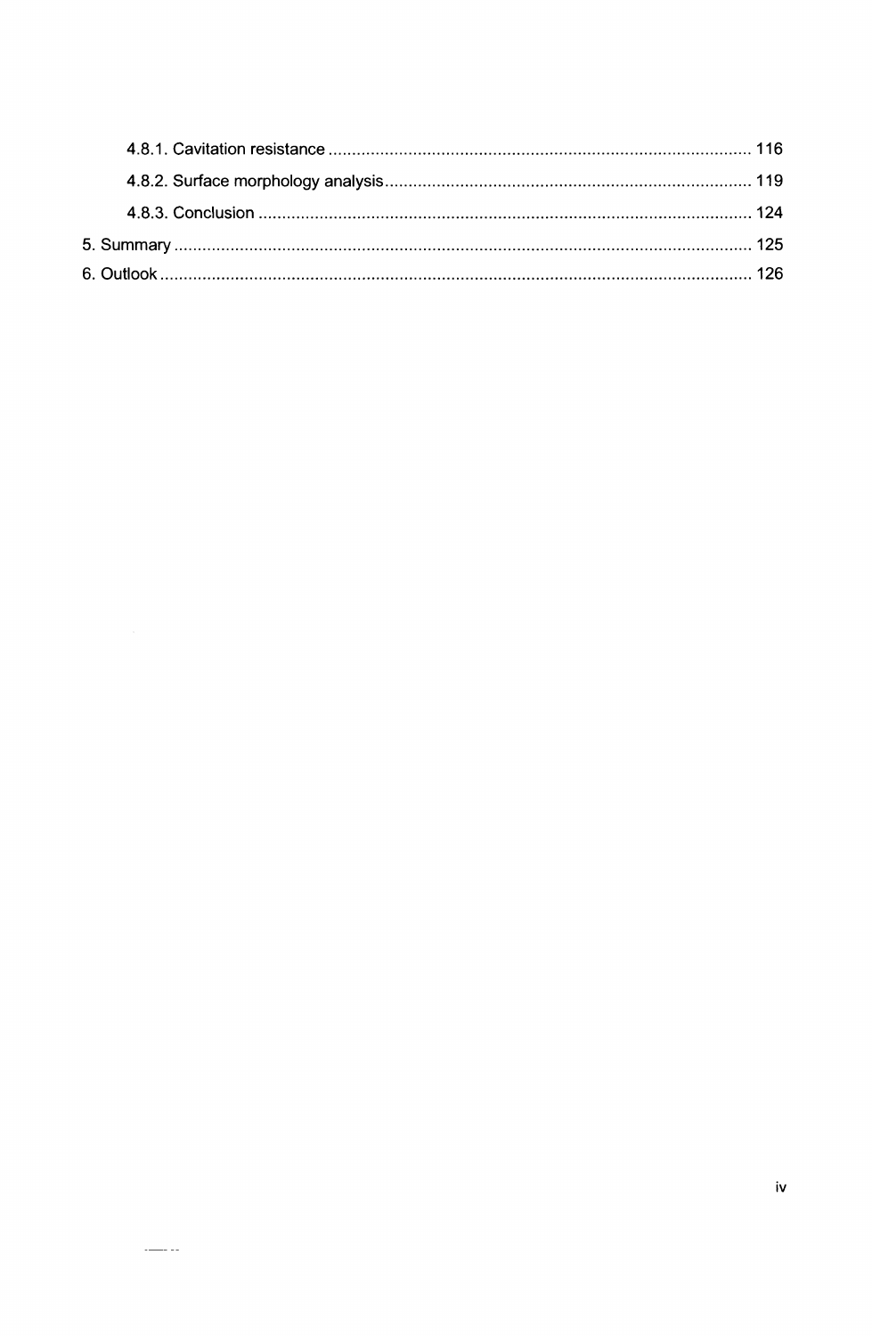4.8.1. Cavitation resistance ........................................................................................ 116

4.8.2. Surface morphology analysis ............................................................................ 119

4.8.3. Conclusion ........................................................................................................ 124

5. Summary ........................................................................................................................ 125

6. Outlook ........................................................................................................................... 126